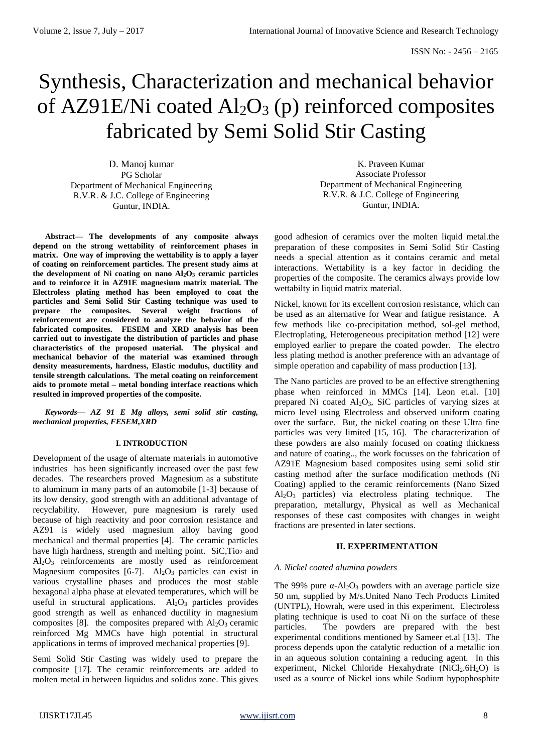# Synthesis, Characterization and mechanical behavior of AZ91E/Ni coated $Al_2O_3$ (p) reinforced composites fabricated by Semi Solid Stir Casting

D. Manoj kumar
PG Scholar
Department of Mechanical Engineering
R.V.R. & J.C. College of Engineering
Guntur, INDIA.

K. Praveen Kumar
Associate Professor
Department of Mechanical Engineering
R.V.R. & J.C. College of Engineering
Guntur, INDIA.

**Abstract— The developments of any composite always depend on the strong wettability of reinforcement phases in matrix. One way of improving the wettability is to apply a layer of coating on reinforcement particles. The present study aims at the development of Ni coating on nano $Al_2O_3$ ceramic particles and to reinforce it in AZ91E magnesium matrix material. The Electroless plating method has been employed to coat the particles and Semi Solid Stir Casting technique was used to prepare the composites. Several weight fractions of reinforcement are considered to analyze the behavior of the fabricated composites. FESEM and XRD analysis has been carried out to investigate the distribution of particles and phase characteristics of the proposed material. The physical and mechanical behavior of the material was examined through density measurements, hardness, Elastic modulus, ductility and tensile strength calculations. The metal coating on reinforcement aids to promote metal – metal bonding interface reactions which resulted in improved properties of the composite.**

***Keywords— AZ 91 E Mg alloys, semi solid stir casting, mechanical properties, FESEM,XRD***

## I. INTRODUCTION

Development of the usage of alternate materials in automotive industries has been significantly increased over the past few decades. The researchers proved Magnesium as a substitute to aluminum in many parts of an automobile [1-3] because of its low density, good strength with an additional advantage of recyclability. However, pure magnesium is rarely used because of high reactivity and poor corrosion resistance and AZ91 is widely used magnesium alloy having good mechanical and thermal properties [4]. The ceramic particles have high hardness, strength and melting point. SiC,$TiO_2$ and $Al_2O_3$ reinforcements are mostly used as reinforcement Magnesium composites [6-7]. $Al_2O_3$ particles can exist in various crystalline phases and produces the most stable hexagonal alpha phase at elevated temperatures, which will be useful in structural applications. $Al_2O_3$ particles provides good strength as well as enhanced ductility in magnesium composites [8]. the composites prepared with $Al_2O_3$ ceramic reinforced Mg MMCs have high potential in structural applications in terms of improved mechanical properties [9].

Semi Solid Stir Casting was widely used to prepare the composite [17]. The ceramic reinforcements are added to molten metal in between liquidus and solidus zone. This gives good adhesion of ceramics over the molten liquid metal.the preparation of these composites in Semi Solid Stir Casting needs a special attention as it contains ceramic and metal interactions. Wettability is a key factor in deciding the properties of the composite. The ceramics always provide low wettabilty in liquid matrix material.

Nickel, known for its excellent corrosion resistance, which can be used as an alternative for Wear and fatigue resistance. A few methods like co-precipitation method, sol-gel method, Electroplating, Heterogeneous precipitation method [12] were employed earlier to prepare the coated powder. The electro less plating method is another preference with an advantage of simple operation and capability of mass production [13].

The Nano particles are proved to be an effective strengthening phase when reinforced in MMCs [14]. Leon et.al. [10] prepared Ni coated $Al_2O_3$, SiC particles of varying sizes at micro level using Electroless and observed uniform coating over the surface. But, the nickel coating on these Ultra fine particles was very limited [15, 16]. The characterization of these powders are also mainly focused on coating thickness and nature of coating.., the work focusses on the fabrication of AZ91E Magnesium based composites using semi solid stir casting method after the surface modification methods (Ni Coating) applied to the ceramic reinforcements (Nano Sized $Al_2O_3$ particles) via electroless plating technique. The preparation, metallurgy, Physical as well as Mechanical responses of these cast composites with changes in weight fractions are presented in later sections.

## II. EXPERIMENTATION

### *A. Nickel coated alumina powders*

The 99% pure $\alpha$-$Al_2O_3$ powders with an average particle size 50 nm, supplied by M/s.United Nano Tech Products Limited (UNTPL), Howrah, were used in this experiment. Electroless plating technique is used to coat Ni on the surface of these particles. The powders are prepared with the best experimental conditions mentioned by Sameer et.al [13]. The process depends upon the catalytic reduction of a metallic ion in an aqueous solution containing a reducing agent. In this experiment, Nickel Chloride Hexahydrate ($NiCl_2.6H_2O$) is used as a source of Nickel ions while Sodium hypophosphite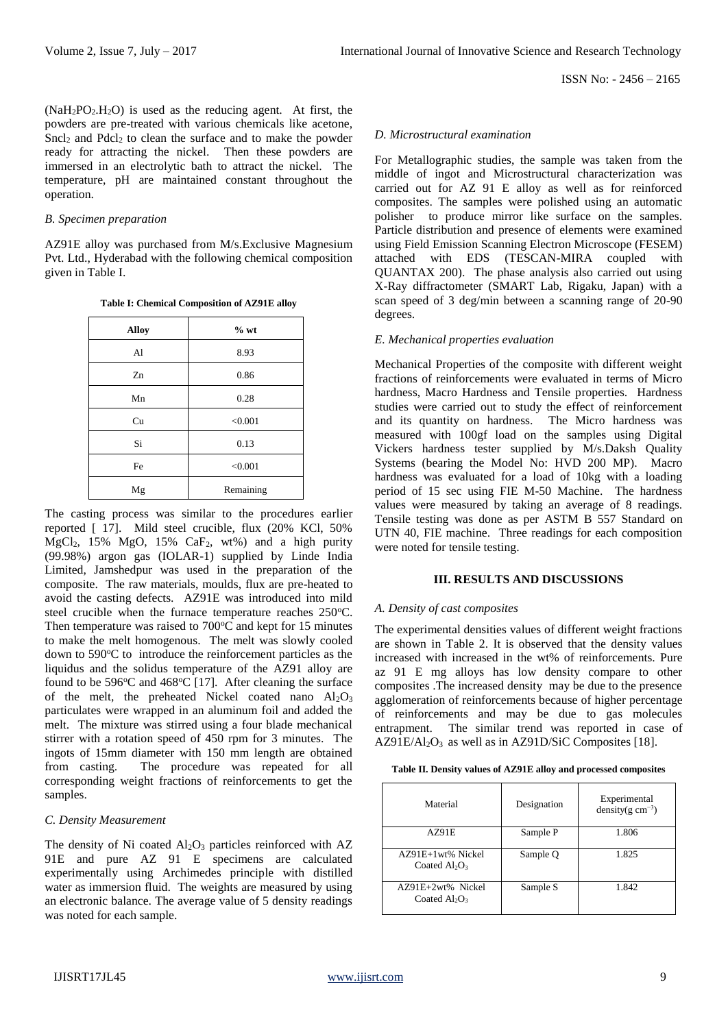($NaH_2PO_2.H_2O$) is used as the reducing agent. At first, the powders are pre-treated with various chemicals like acetone, $Sncl_2$ and $Pdcl_2$ to clean the surface and to make the powder ready for attracting the nickel. Then these powders are immersed in an electrolytic bath to attract the nickel. The temperature, pH are maintained constant throughout the operation.

### *B. Specimen preparation*

AZ91E alloy was purchased from M/s.Exclusive Magnesium Pvt. Ltd., Hyderabad with the following chemical composition given in Table I.

**Table I: Chemical Composition of AZ91E alloy**

| Alloy | % wt |
|---|---|
| Al | 8.93 |
| Zn | 0.86 |
| Mn | 0.28 |
| Cu | <0.001 |
| Si | 0.13 |
| Fe | <0.001 |
| Mg | Remaining |

The casting process was similar to the procedures earlier reported [ 17]. Mild steel crucible, flux (20% KCl, 50% $MgCl_2$, 15% MgO, 15% $CaF_2$, wt%) and a high purity (99.98%) argon gas (IOLAR-1) supplied by Linde India Limited, Jamshedpur was used in the preparation of the composite. The raw materials, moulds, flux are pre-heated to avoid the casting defects. AZ91E was introduced into mild steel crucible when the furnace temperature reaches 250°C. Then temperature was raised to 700°C and kept for 15 minutes to make the melt homogenous. The melt was slowly cooled down to 590°C to introduce the reinforcement particles as the liquidus and the solidus temperature of the AZ91 alloy are found to be 596°C and 468°C [17]. After cleaning the surface of the melt, the preheated Nickel coated nano $Al_2O_3$ particulates were wrapped in an aluminum foil and added the melt. The mixture was stirred using a four blade mechanical stirrer with a rotation speed of 450 rpm for 3 minutes. The ingots of 15mm diameter with 150 mm length are obtained from casting. The procedure was repeated for all corresponding weight fractions of reinforcements to get the samples.

### *C. Density Measurement*

The density of Ni coated $Al_2O_3$ particles reinforced with AZ 91E and pure AZ 91 E specimens are calculated experimentally using Archimedes principle with distilled water as immersion fluid. The weights are measured by using an electronic balance. The average value of 5 density readings was noted for each sample.

### *D. Microstructural examination*

For Metallographic studies, the sample was taken from the middle of ingot and Microstructural characterization was carried out for AZ 91 E alloy as well as for reinforced composites. The samples were polished using an automatic polisher to produce mirror like surface on the samples. Particle distribution and presence of elements were examined using Field Emission Scanning Electron Microscope (FESEM) attached with EDS (TESCAN-MIRA coupled with QUANTAX 200). The phase analysis also carried out using X-Ray diffractometer (SMART Lab, Rigaku, Japan) with a scan speed of 3 deg/min between a scanning range of 20-90 degrees.

### *E. Mechanical properties evaluation*

Mechanical Properties of the composite with different weight fractions of reinforcements were evaluated in terms of Micro hardness, Macro Hardness and Tensile properties. Hardness studies were carried out to study the effect of reinforcement and its quantity on hardness. The Micro hardness was measured with 100gf load on the samples using Digital Vickers hardness tester supplied by M/s.Daksh Quality Systems (bearing the Model No: HVD 200 MP). Macro hardness was evaluated for a load of 10kg with a loading period of 15 sec using FIE M-50 Machine. The hardness values were measured by taking an average of 8 readings. Tensile testing was done as per ASTM B 557 Standard on UTN 40, FIE machine. Three readings for each composition were noted for tensile testing.

## III. RESULTS AND DISCUSSIONS

### *A. Density of cast composites*

The experimental densities values of different weight fractions are shown in Table 2. It is observed that the density values increased with increased in the wt% of reinforcements. Pure az 91 E mg alloys has low density compare to other composites .The increased density may be due to the presence agglomeration of reinforcements because of higher percentage of reinforcements and may be due to gas molecules entrapment. The similar trend was reported in case of $AZ91E/Al_2O_3$ as well as in AZ91D/SiC Composites [18].

**Table II. Density values of AZ91E alloy and processed composites**

| Material | Designation | Experimental density($g\ cm^{-3}$) |
|---|---|---|
| AZ91E | Sample P | 1.806 |
| AZ91E+1wt% Nickel Coated $Al_2O_3$ | Sample Q | 1.825 |
| AZ91E+2wt% Nickel Coated $Al_2O_3$ | Sample S | 1.842 |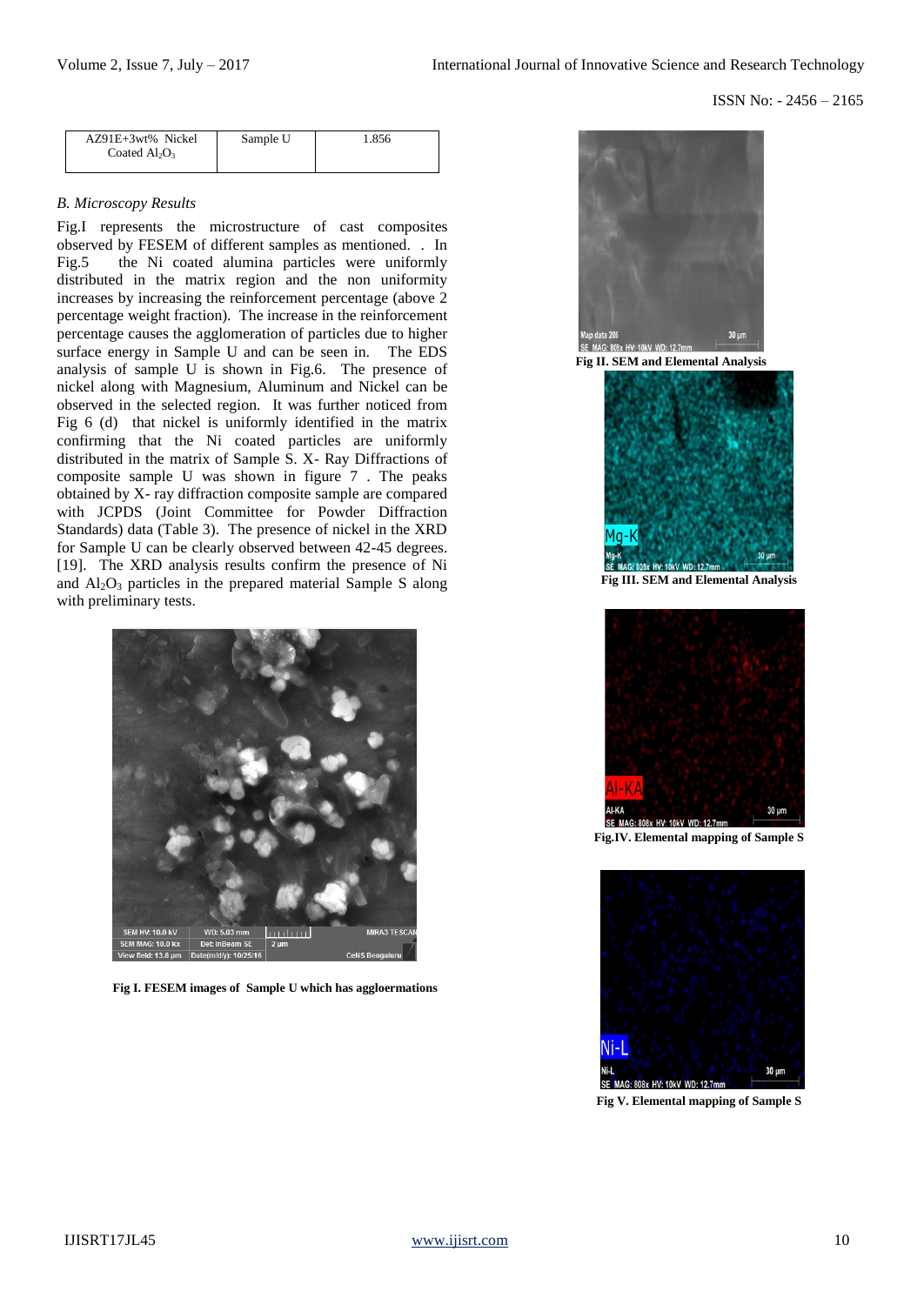| AZ91E+3wt% Nickel Coated $Al_2O_3$ | Sample U | 1.856 |
|---|---|---|

*B. Microscopy Results*

Fig.I represents the microstructure of cast composites observed by FESEM of different samples as mentioned. . In Fig.5 the Ni coated alumina particles were uniformly distributed in the matrix region and the non uniformity increases by increasing the reinforcement percentage (above 2 percentage weight fraction). The increase in the reinforcement percentage causes the agglomeration of particles due to higher surface energy in Sample U and can be seen in. The EDS analysis of sample U is shown in Fig.6. The presence of nickel along with Magnesium, Aluminum and Nickel can be observed in the selected region. It was further noticed from Fig 6 (d) that nickel is uniformly identified in the matrix confirming that the Ni coated particles are uniformly distributed in the matrix of Sample S. X- Ray Diffractions of composite sample U was shown in figure 7 . The peaks obtained by X- ray diffraction composite sample are compared with JCPDS (Joint Committee for Powder Diffraction Standards) data (Table 3). The presence of nickel in the XRD for Sample U can be clearly observed between 42-45 degrees. [19]. The XRD analysis results confirm the presence of Ni and $Al_2O_3$ particles in the prepared material Sample S along with preliminary tests.

**Fig I. FESEM images of Sample U which has aggloermations**

**Fig II. SEM and Elemental Analysis**

**Fig III. SEM and Elemental Analysis**

**Fig.IV. Elemental mapping of Sample S**

**Fig V. Elemental mapping of Sample S**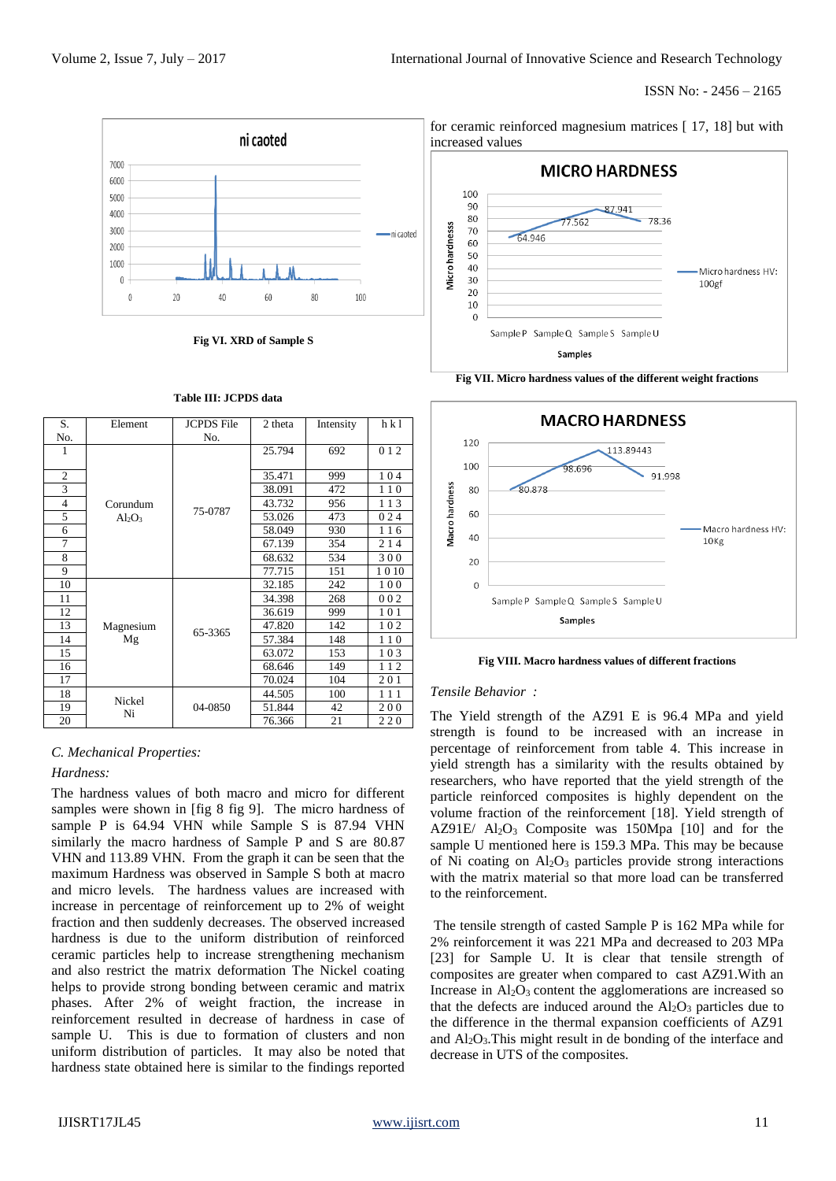Fig VI. XRD of Sample S

**Table III: JCPDS data**

| S. No. | Element | JCPDS File No. | 2 theta | Intensity | h k l |
|---|---|---|---|---|---|
| 1 | Corundum $Al_2O_3$ | 75-0787 | 25.794 | 692 | 0 1 2 |
| 2 | | | 35.471 | 999 | 1 0 4 |
| 3 | | | 38.091 | 472 | 1 1 0 |
| 4 | | | 43.732 | 956 | 1 1 3 |
| 5 | | | 53.026 | 473 | 0 2 4 |
| 6 | | | 58.049 | 930 | 1 1 6 |
| 7 | | | 67.139 | 354 | 2 1 4 |
| 8 | | | 68.632 | 534 | 3 0 0 |
| 9 | | | 77.715 | 151 | 1 0 10 |
| 10 | Magnesium Mg | 65-3365 | 32.185 | 242 | 1 0 0 |
| 11 | | | 34.398 | 268 | 0 0 2 |
| 12 | | | 36.619 | 999 | 1 0 1 |
| 13 | | | 47.820 | 142 | 1 0 2 |
| 14 | | | 57.384 | 148 | 1 1 0 |
| 15 | | | 63.072 | 153 | 1 0 3 |
| 16 | | | 68.646 | 149 | 1 1 2 |
| 17 | | | 70.024 | 104 | 2 0 1 |
| 18 | Nickel Ni | 04-0850 | 44.505 | 100 | 1 1 1 |
| 19 | | | 51.844 | 42 | 2 0 0 |
| 20 | | | 76.366 | 21 | 2 2 0 |

*C. Mechanical Properties:*

*Hardness:*

The hardness values of both macro and micro for different samples were shown in [fig 8 fig 9]. The micro hardness of sample P is 64.94 VHN while Sample S is 87.94 VHN similarly the macro hardness of Sample P and S are 80.87 VHN and 113.89 VHN. From the graph it can be seen that the maximum Hardness was observed in Sample S both at macro and micro levels. The hardness values are increased with increase in percentage of reinforcement up to 2% of weight fraction and then suddenly decreases. The observed increased hardness is due to the uniform distribution of reinforced ceramic particles help to increase strengthening mechanism and also restrict the matrix deformation The Nickel coating helps to provide strong bonding between ceramic and matrix phases. After 2% of weight fraction, the increase in reinforcement resulted in decrease of hardness in case of sample U. This is due to formation of clusters and non uniform distribution of particles. It may also be noted that hardness state obtained here is similar to the findings reported for ceramic reinforced magnesium matrices [ 17, 18] but with increased values

Fig VII. Micro hardness values of the different weight fractions

Fig VIII. Macro hardness values of different fractions

*Tensile Behavior :*

The Yield strength of the AZ91 E is 96.4 MPa and yield strength is found to be increased with an increase in percentage of reinforcement from table 4. This increase in yield strength has a similarity with the results obtained by researchers, who have reported that the yield strength of the particle reinforced composites is highly dependent on the volume fraction of the reinforcement [18]. Yield strength of AZ91E/ $Al_2O_3$ Composite was 150Mpa [10] and for the sample U mentioned here is 159.3 MPa. This may be because of Ni coating on $Al_2O_3$ particles provide strong interactions with the matrix material so that more load can be transferred to the reinforcement.

The tensile strength of casted Sample P is 162 MPa while for 2% reinforcement it was 221 MPa and decreased to 203 MPa [23] for Sample U. It is clear that tensile strength of composites are greater when compared to cast AZ91.With an Increase in $Al_2O_3$ content the agglomerations are increased so that the defects are induced around the $Al_2O_3$ particles due to the difference in the thermal expansion coefficients of AZ91 and $Al_2O_3$.This might result in de bonding of the interface and decrease in UTS of the composites.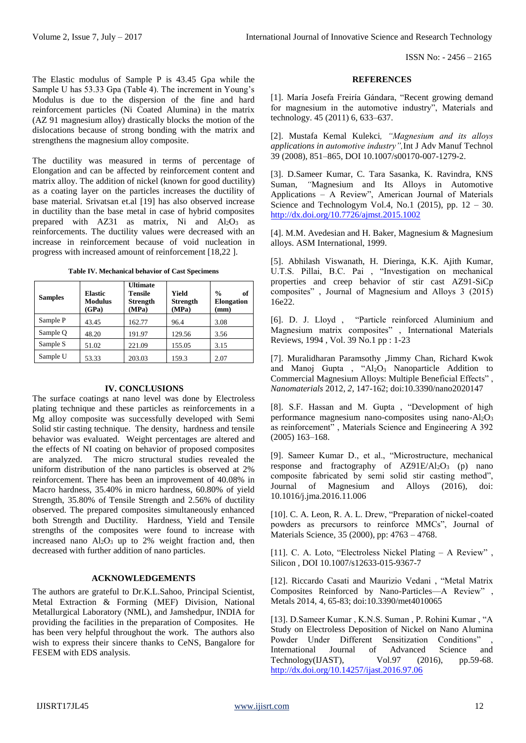The Elastic modulus of Sample P is 43.45 Gpa while the Sample U has 53.33 Gpa (Table 4). The increment in Young's Modulus is due to the dispersion of the fine and hard reinforcement particles (Ni Coated Alumina) in the matrix (AZ 91 magnesium alloy) drastically blocks the motion of the dislocations because of strong bonding with the matrix and strengthens the magnesium alloy composite.

The ductility was measured in terms of percentage of Elongation and can be affected by reinforcement content and matrix alloy. The addition of nickel (known for good ductility) as a coating layer on the particles increases the ductility of base material. Srivatsan et.al [19] has also observed increase in ductility than the base metal in case of hybrid composites prepared with AZ31 as matrix, Ni and $Al_2O_3$ as reinforcements. The ductility values were decreased with an increase in reinforcement because of void nucleation in progress with increased amount of reinforcement [18,22 ].

**Table IV. Mechanical behavior of Cast Specimens**

| Samples | Elastic Modulus (GPa) | Ultimate Tensile Strength (MPa) | Yield Strength (MPa) | % of Elongation (mm) |
|---|---|---|---|---|
| Sample P | 43.45 | 162.77 | 96.4 | 3.08 |
| Sample Q | 48.20 | 191.97 | 129.56 | 3.56 |
| Sample S | 51.02 | 221.09 | 155.05 | 3.15 |
| Sample U | 53.33 | 203.03 | 159.3 | 2.07 |

## IV. CONCLUSIONS

The surface coatings at nano level was done by Electroless plating technique and these particles as reinforcements in a Mg alloy composite was successfully developed with Semi Solid stir casting technique. The density, hardness and tensile behavior was evaluated. Weight percentages are altered and the effects of NI coating on behavior of proposed composites are analyzed. The micro structural studies revealed the uniform distribution of the nano particles is observed at 2% reinforcement. There has been an improvement of 40.08% in Macro hardness, 35.40% in micro hardness, 60.80% of yield Strength, 35.80% of Tensile Strength and 2.56% of ductility observed. The prepared composites simultaneously enhanced both Strength and Ductility. Hardness, Yield and Tensile strengths of the composites were found to increase with increased nano $Al_2O_3$ up to 2% weight fraction and, then decreased with further addition of nano particles.

## ACKNOWLEDGEMENTS

The authors are grateful to Dr.K.L.Sahoo, Principal Scientist, Metal Extraction & Forming (MEF) Division, National Metallurgical Laboratory (NML), and Jamshedpur, INDIA for providing the facilities in the preparation of Composites. He has been very helpful throughout the work. The authors also wish to express their sincere thanks to CeNS, Bangalore for FESEM with EDS analysis.

## REFERENCES

[1]. María Josefa Freiría Gándara, "Recent growing demand for magnesium in the automotive industry", Materials and technology. 45 (2011) 6, 633–637.

[2]. Mustafa Kemal Kulekci, *"Magnesium and its alloys applications in automotive industry"*, Int J Adv Manuf Technol 39 (2008), 851–865, DOI 10.1007/s00170-007-1279-2.

[3]. D.Sameer Kumar, C. Tara Sasanka, K. Ravindra, KNS Suman, "Magnesium and Its Alloys in Automotive Applications – A Review", American Journal of Materials Science and Technologym Vol.4, No.1 (2015), pp. 12 – 30. http://dx.doi.org/10.7726/ajmst.2015.1002

[4]. M.M. Avedesian and H. Baker, Magnesium & Magnesium alloys. ASM International, 1999.

[5]. Abhilash Viswanath, H. Dieringa, K.K. Ajith Kumar, U.T.S. Pillai, B.C. Pai , "Investigation on mechanical properties and creep behavior of stir cast AZ91-SiCp composites" , Journal of Magnesium and Alloys 3 (2015) 16e22.

[6]. D. J. Lloyd , "Particle reinforced Aluminium and Magnesium matrix composites" , International Materials Reviews, 1994 , Vol. 39 No.1 pp : 1-23

[7]. Muralidharan Paramsothy ,Jimmy Chan, Richard Kwok and Manoj Gupta , "$Al_2O_3$ Nanoparticle Addition to Commercial Magnesium Alloys: Multiple Beneficial Effects" , *Nanomaterials* 2012, *2*, 147-162; doi:10.3390/nano2020147

[8]. S.F. Hassan and M. Gupta , "Development of high performance magnesium nano-composites using nano-$Al_2O_3$ as reinforcement" , Materials Science and Engineering A 392 (2005) 163–168.

[9]. Sameer Kumar D., et al., "Microstructure, mechanical response and fractography of AZ91E/$Al_2O_3$ (p) nano composite fabricated by semi solid stir casting method", Journal of Magnesium and Alloys (2016), doi: 10.1016/j.jma.2016.11.006

[10]. C. A. Leon, R. A. L. Drew, "Preparation of nickel-coated powders as precursors to reinforce MMCs", Journal of Materials Science, 35 (2000), pp: 4763 – 4768.

[11]. C. A. Loto, "Electroless Nickel Plating – A Review" , Silicon , DOI 10.1007/s12633-015-9367-7

[12]. Riccardo Casati and Maurizio Vedani , "Metal Matrix Composites Reinforced by Nano-Particles—A Review" , Metals 2014, 4, 65-83; doi:10.3390/met4010065

[13]. D.Sameer Kumar , K.N.S. Suman , P. Rohini Kumar , "A Study on Electroless Deposition of Nickel on Nano Alumina Powder Under Different Sensitization Conditions" , International Journal of Advanced Science and Technology(IJAST), Vol.97 (2016), pp.59-68. http://dx.doi.org/10.14257/ijast.2016.97.06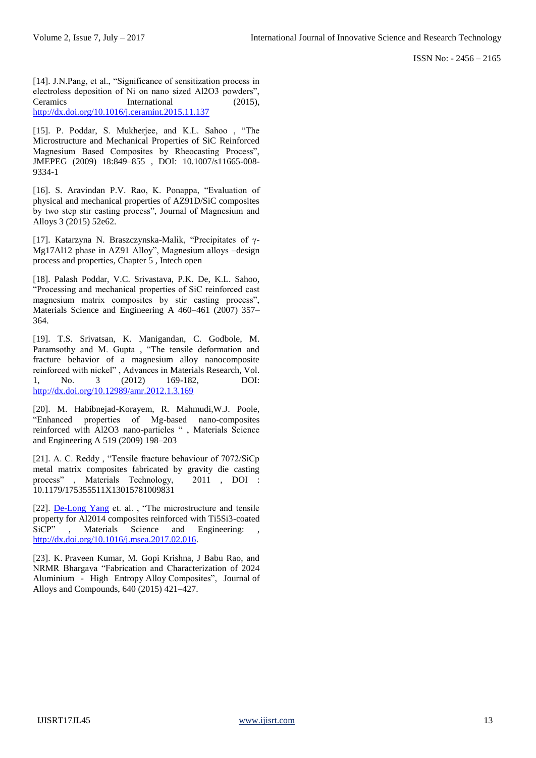[14]. J.N.Pang, et al., "Significance of sensitization process in electroless deposition of Ni on nano sized $Al_2O_3$ powders", Ceramics International (2015), http://dx.doi.org/10.1016/j.ceramint.2015.11.137

[15]. P. Poddar, S. Mukherjee, and K.L. Sahoo , "The Microstructure and Mechanical Properties of SiC Reinforced Magnesium Based Composites by Rheocasting Process", JMEPEG (2009) 18:849–855 , DOI: 10.1007/s11665-008-9334-1

[16]. S. Aravindan P.V. Rao, K. Ponappa, "Evaluation of physical and mechanical properties of AZ91D/SiC composites by two step stir casting process", Journal of Magnesium and Alloys 3 (2015) 52e62.

[17]. Katarzyna N. Braszczynska-Malik, "Precipitates of γ-$Mg_{17}Al_{12}$ phase in AZ91 Alloy", Magnesium alloys –design process and properties, Chapter 5 , Intech open

[18]. Palash Poddar, V.C. Srivastava, P.K. De, K.L. Sahoo, "Processing and mechanical properties of SiC reinforced cast magnesium matrix composites by stir casting process", Materials Science and Engineering A 460–461 (2007) 357–364.

[19]. T.S. Srivatsan, K. Manigandan, C. Godbole, M. Paramsothy and M. Gupta , "The tensile deformation and fracture behavior of a magnesium alloy nanocomposite reinforced with nickel" , Advances in Materials Research, Vol. 1, No. 3 (2012) 169-182, DOI: http://dx.doi.org/10.12989/amr.2012.1.3.169

[20]. M. Habibnejad-Korayem, R. Mahmudi,W.J. Poole, "Enhanced properties of Mg-based nano-composites reinforced with $Al_2O_3$ nano-particles " , Materials Science and Engineering A 519 (2009) 198–203

[21]. A. C. Reddy , "Tensile fracture behaviour of 7072/SiCp metal matrix composites fabricated by gravity die casting process" , Materials Technology, 2011 , DOI : 10.1179/175355511X13015781009831

[22]. De-Long Yang et. al. , "The microstructure and tensile property for Al2014 composites reinforced with $Ti_5Si_3$-coated SiCP" , Materials Science and Engineering: , http://dx.doi.org/10.1016/j.msea.2017.02.016.

[23]. K. Praveen Kumar, M. Gopi Krishna, J Babu Rao, and NRMR Bhargava "Fabrication and Characterization of 2024 Aluminium - High Entropy Alloy Composites", Journal of Alloys and Compounds, 640 (2015) 421–427.